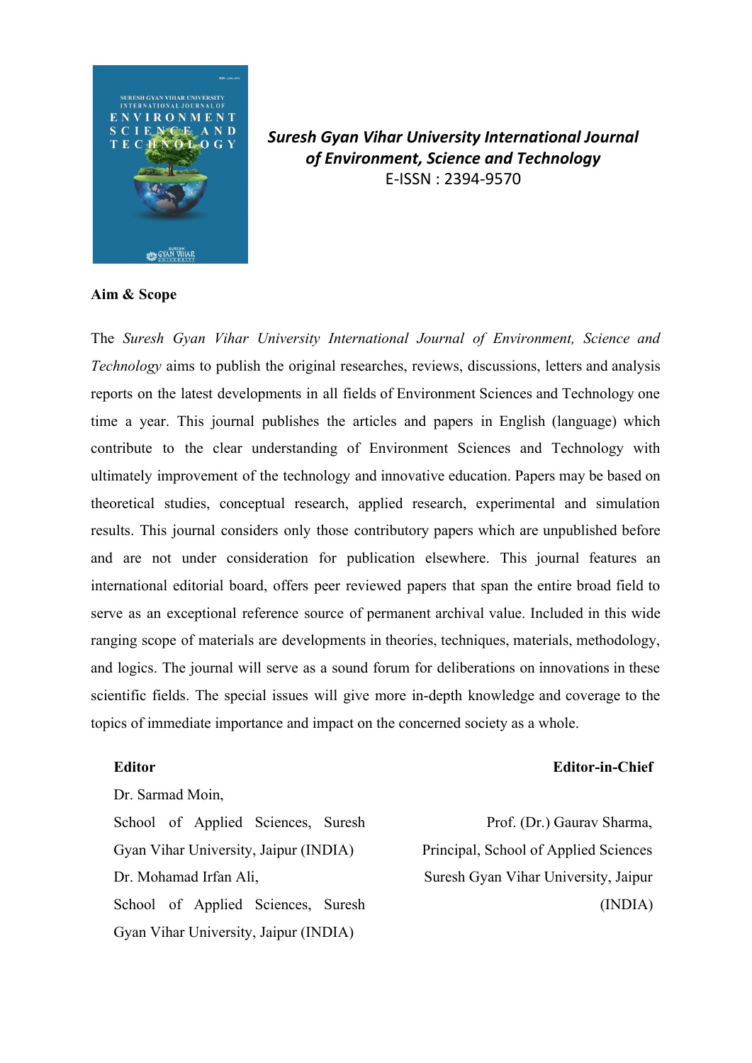*Suresh Gyan Vihar University International Journal of Environment, Science and Technology*

E-ISSN : 2394-9570

**Aim & Scope**

The *Suresh Gyan Vihar University International Journal of Environment, Science and Technology* aims to publish the original researches, reviews, discussions, letters and analysis reports on the latest developments in all fields of Environment Sciences and Technology one time a year. This journal publishes the articles and papers in English (language) which contribute to the clear understanding of Environment Sciences and Technology with ultimately improvement of the technology and innovative education. Papers may be based on theoretical studies, conceptual research, applied research, experimental and simulation results. This journal considers only those contributory papers which are unpublished before and are not under consideration for publication elsewhere. This journal features an international editorial board, offers peer reviewed papers that span the entire broad field to serve as an exceptional reference source of permanent archival value. Included in this wide ranging scope of materials are developments in theories, techniques, materials, methodology, and logics. The journal will serve as a sound forum for deliberations on innovations in these scientific fields. The special issues will give more in-depth knowledge and coverage to the topics of immediate importance and impact on the concerned society as a whole.

**Editor**

Dr. Sarmad Moin,
School of Applied Sciences, Suresh Gyan Vihar University, Jaipur (INDIA)

Dr. Mohamad Irfan Ali,
School of Applied Sciences, Suresh Gyan Vihar University, Jaipur (INDIA)

**Editor-in-Chief**

Prof. (Dr.) Gaurav Sharma,
Principal, School of Applied Sciences
Suresh Gyan Vihar University, Jaipur (INDIA)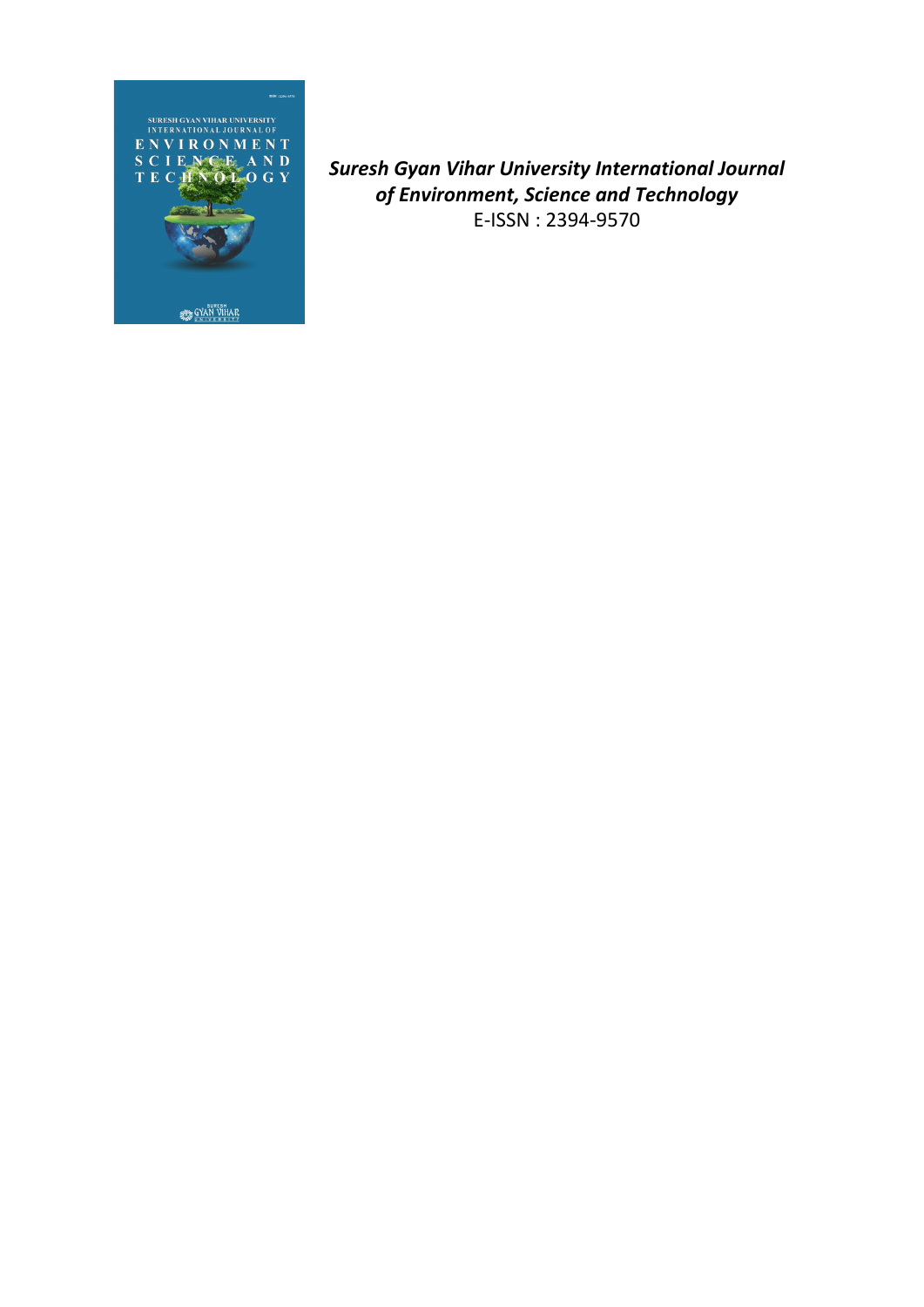***Suresh Gyan Vihar University International Journal of Environment, Science and Technology***

E-ISSN : 2394-9570